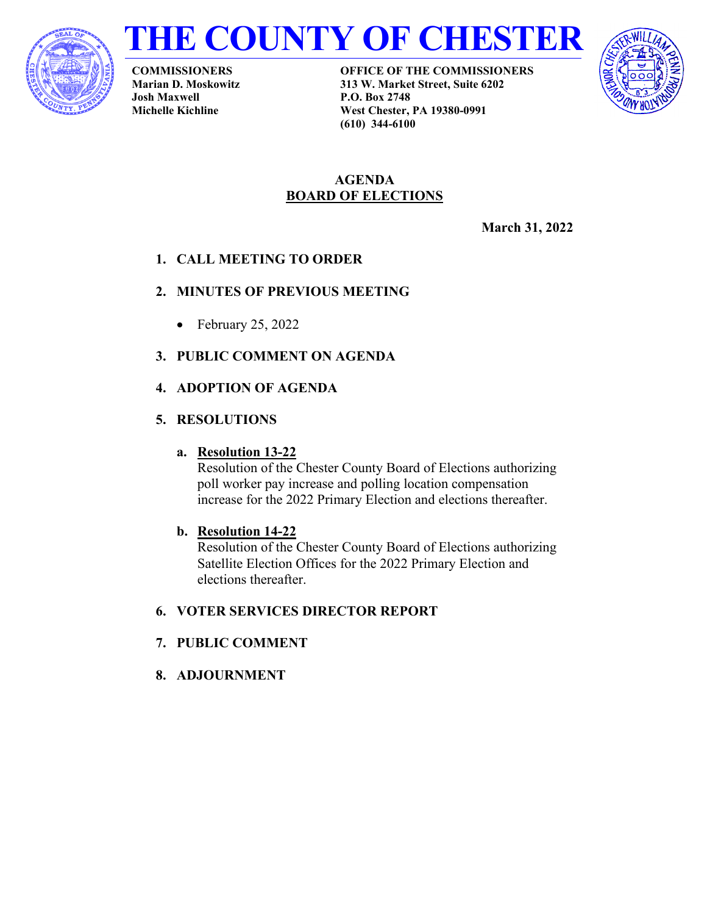# THE COUNTY OF CHESTER

**COMMISSIONERS**
**Marian D. Moskowitz**
**Josh Maxwell**
**Michelle Kichline**

**OFFICE OF THE COMMISSIONERS**
**313 W. Market Street, Suite 6202**
**P.O. Box 2748**
**West Chester, PA 19380-0991**
**(610) 344-6100**

## AGENDA
## BOARD OF ELECTIONS

**March 31, 2022**

1. **CALL MEETING TO ORDER**

2. **MINUTES OF PREVIOUS MEETING**
   - February 25, 2022

3. **PUBLIC COMMENT ON AGENDA**

4. **ADOPTION OF AGENDA**

5. **RESOLUTIONS**

   a. **Resolution 13-22**
   Resolution of the Chester County Board of Elections authorizing poll worker pay increase and polling location compensation increase for the 2022 Primary Election and elections thereafter.

   b. **Resolution 14-22**
   Resolution of the Chester County Board of Elections authorizing Satellite Election Offices for the 2022 Primary Election and elections thereafter.

6. **VOTER SERVICES DIRECTOR REPORT**

7. **PUBLIC COMMENT**

8. **ADJOURNMENT**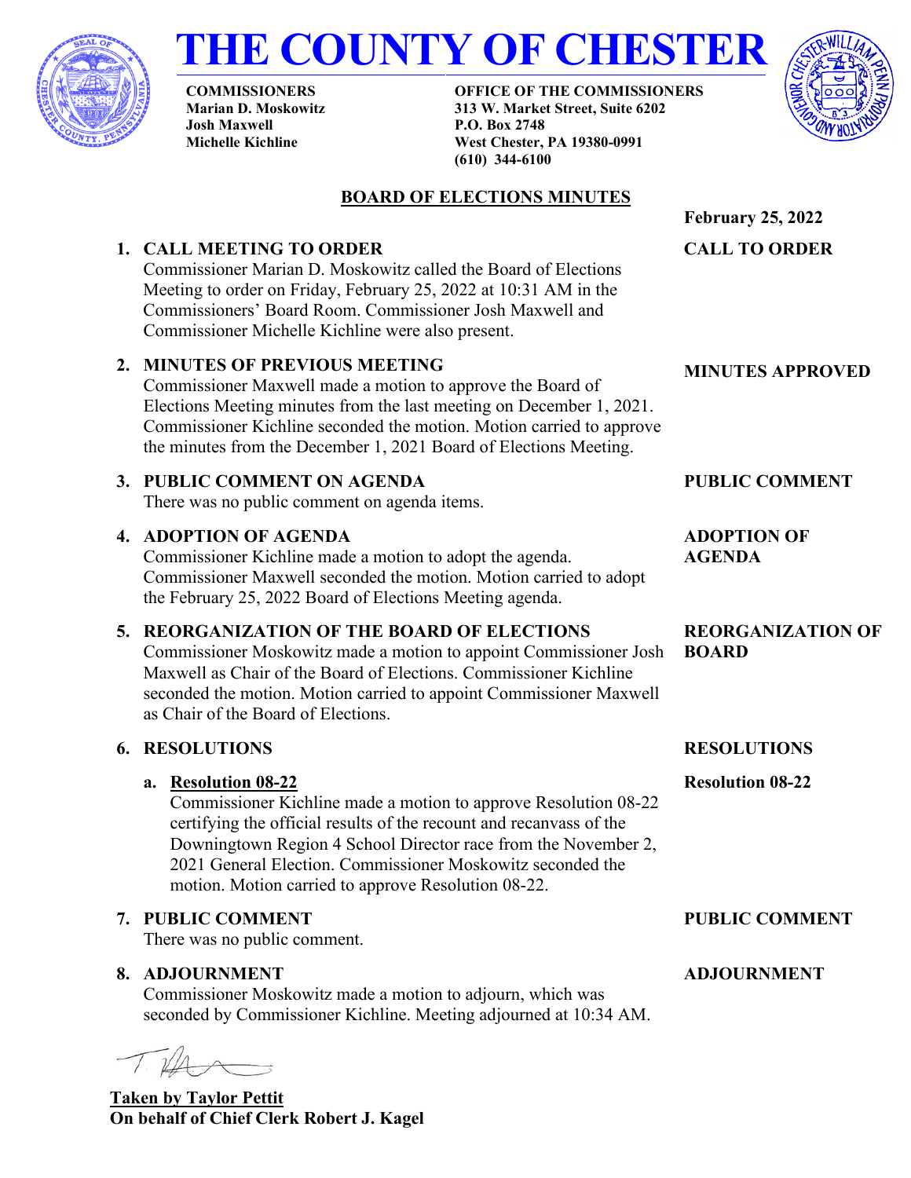# THE COUNTY OF CHESTER

**COMMISSIONERS**
**Marian D. Moskowitz**
**Josh Maxwell**
**Michelle Kichline**

**OFFICE OF THE COMMISSIONERS**
**313 W. Market Street, Suite 6202**
**P.O. Box 2748**
**West Chester, PA 19380-0991**
**(610) 344-6100**

## BOARD OF ELECTIONS MINUTES

**February 25, 2022**

**1. CALL MEETING TO ORDER** — **CALL TO ORDER**

Commissioner Marian D. Moskowitz called the Board of Elections Meeting to order on Friday, February 25, 2022 at 10:31 AM in the Commissioners' Board Room. Commissioner Josh Maxwell and Commissioner Michelle Kichline were also present.

**2. MINUTES OF PREVIOUS MEETING** — **MINUTES APPROVED**

Commissioner Maxwell made a motion to approve the Board of Elections Meeting minutes from the last meeting on December 1, 2021. Commissioner Kichline seconded the motion. Motion carried to approve the minutes from the December 1, 2021 Board of Elections Meeting.

**3. PUBLIC COMMENT ON AGENDA** — **PUBLIC COMMENT**

There was no public comment on agenda items.

**4. ADOPTION OF AGENDA** — **ADOPTION OF AGENDA**

Commissioner Kichline made a motion to adopt the agenda. Commissioner Maxwell seconded the motion. Motion carried to adopt the February 25, 2022 Board of Elections Meeting agenda.

**5. REORGANIZATION OF THE BOARD OF ELECTIONS** — **REORGANIZATION OF BOARD**

Commissioner Moskowitz made a motion to appoint Commissioner Josh Maxwell as Chair of the Board of Elections. Commissioner Kichline seconded the motion. Motion carried to appoint Commissioner Maxwell as Chair of the Board of Elections.

**6. RESOLUTIONS** — **RESOLUTIONS**

**a. Resolution 08-22** — **Resolution 08-22**

Commissioner Kichline made a motion to approve Resolution 08-22 certifying the official results of the recount and recanvass of the Downingtown Region 4 School Director race from the November 2, 2021 General Election. Commissioner Moskowitz seconded the motion. Motion carried to approve Resolution 08-22.

**7. PUBLIC COMMENT** — **PUBLIC COMMENT**

There was no public comment.

**8. ADJOURNMENT** — **ADJOURNMENT**

Commissioner Moskowitz made a motion to adjourn, which was seconded by Commissioner Kichline. Meeting adjourned at 10:34 AM.

**Taken by Taylor Pettit**
**On behalf of Chief Clerk Robert J. Kagel**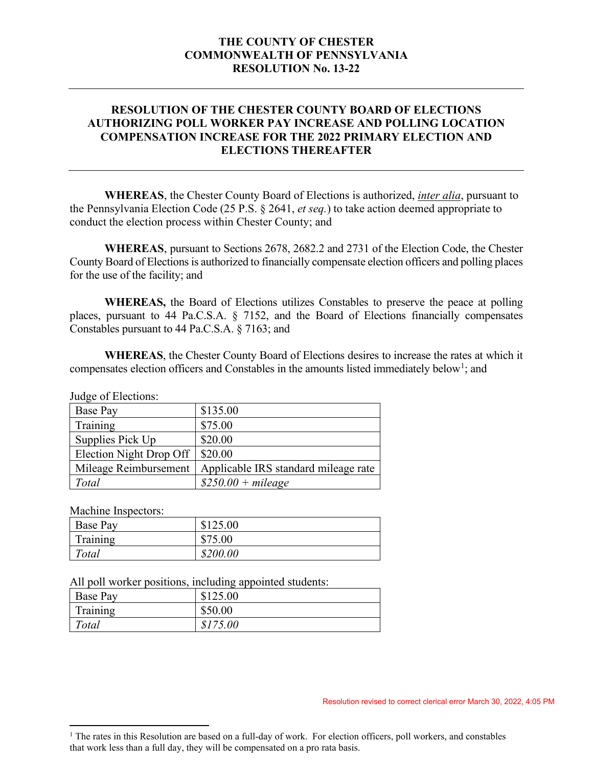**THE COUNTY OF CHESTER**
**COMMONWEALTH OF PENNSYLVANIA**
**RESOLUTION No. 13-22**

---

# RESOLUTION OF THE CHESTER COUNTY BOARD OF ELECTIONS AUTHORIZING POLL WORKER PAY INCREASE AND POLLING LOCATION COMPENSATION INCREASE FOR THE 2022 PRIMARY ELECTION AND ELECTIONS THEREAFTER

---

**WHEREAS**, the Chester County Board of Elections is authorized, *inter alia*, pursuant to the Pennsylvania Election Code (25 P.S. § 2641, *et seq.*) to take action deemed appropriate to conduct the election process within Chester County; and

**WHEREAS**, pursuant to Sections 2678, 2682.2 and 2731 of the Election Code, the Chester County Board of Elections is authorized to financially compensate election officers and polling places for the use of the facility; and

**WHEREAS,** the Board of Elections utilizes Constables to preserve the peace at polling places, pursuant to 44 Pa.C.S.A. § 7152, and the Board of Elections financially compensates Constables pursuant to 44 Pa.C.S.A. § 7163; and

**WHEREAS**, the Chester County Board of Elections desires to increase the rates at which it compensates election officers and Constables in the amounts listed immediately below[1]; and

Judge of Elections:

| Base Pay | $135.00 |
|---|---|
| Training | $75.00 |
| Supplies Pick Up | $20.00 |
| Election Night Drop Off | $20.00 |
| Mileage Reimbursement | Applicable IRS standard mileage rate |
| *Total* | *$250.00 + mileage* |

Machine Inspectors:

| Base Pay | $125.00 |
|---|---|
| Training | $75.00 |
| *Total* | *$200.00* |

All poll worker positions, including appointed students:

| Base Pay | $125.00 |
|---|---|
| Training | $50.00 |
| *Total* | *$175.00* |

Resolution revised to correct clerical error March 30, 2022, 4:05 PM

[1] The rates in this Resolution are based on a full-day of work. For election officers, poll workers, and constables that work less than a full day, they will be compensated on a pro rata basis.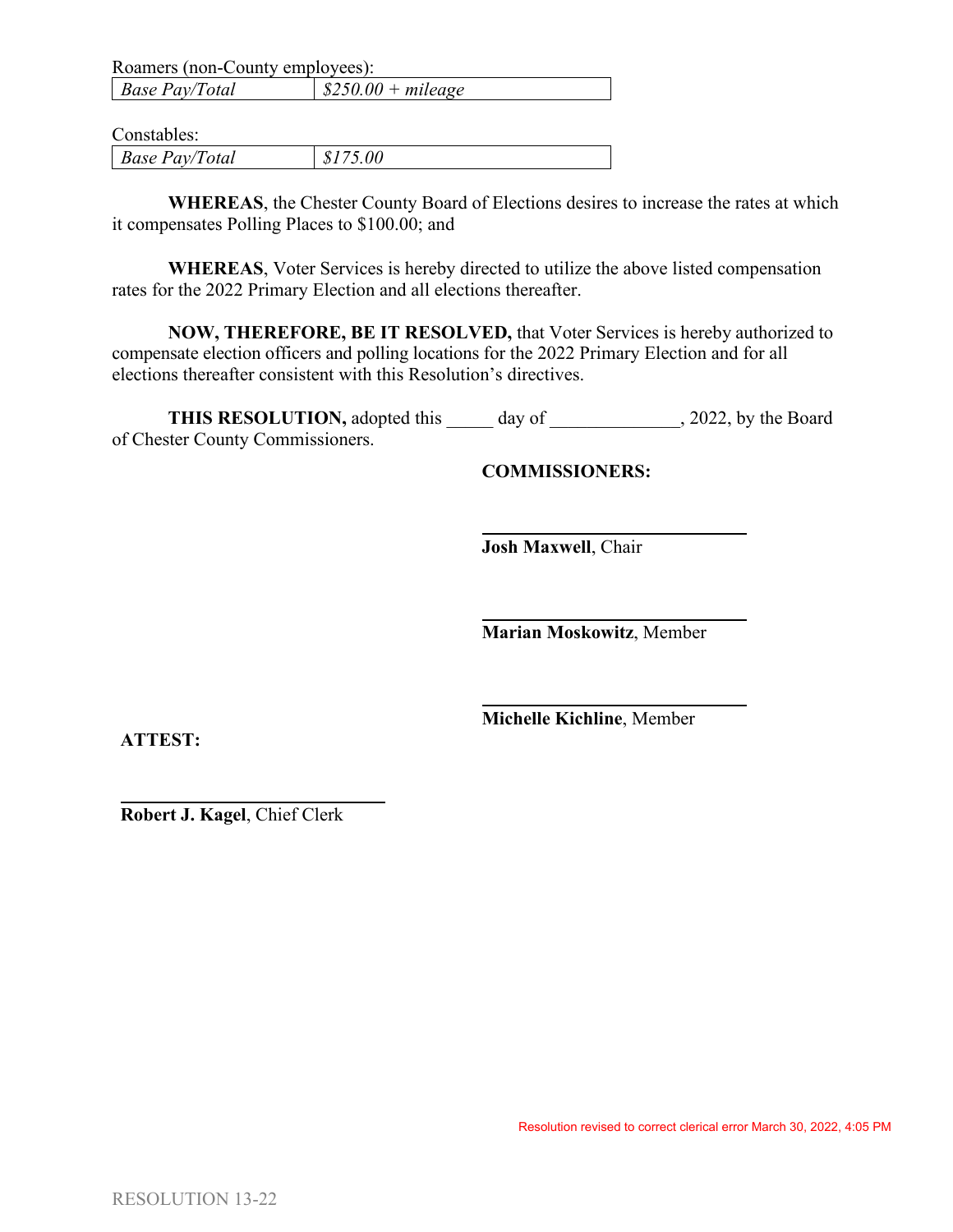Roamers (non-County employees):

| *Base Pay/Total* | *$250.00 + mileage* |
|---|---|

Constables:

| *Base Pay/Total* | *$175.00* |
|---|---|

**WHEREAS**, the Chester County Board of Elections desires to increase the rates at which it compensates Polling Places to $100.00; and

**WHEREAS**, Voter Services is hereby directed to utilize the above listed compensation rates for the 2022 Primary Election and all elections thereafter.

**NOW, THEREFORE, BE IT RESOLVED,** that Voter Services is hereby authorized to compensate election officers and polling locations for the 2022 Primary Election and for all elections thereafter consistent with this Resolution's directives.

**THIS RESOLUTION,** adopted this _____ day of ______________, 2022, by the Board of Chester County Commissioners.

**COMMISSIONERS:**

___________________________
**Josh Maxwell**, Chair

___________________________
**Marian Moskowitz**, Member

___________________________
**Michelle Kichline**, Member

**ATTEST:**

___________________________
**Robert J. Kagel**, Chief Clerk

Resolution revised to correct clerical error March 30, 2022, 4:05 PM

RESOLUTION 13-22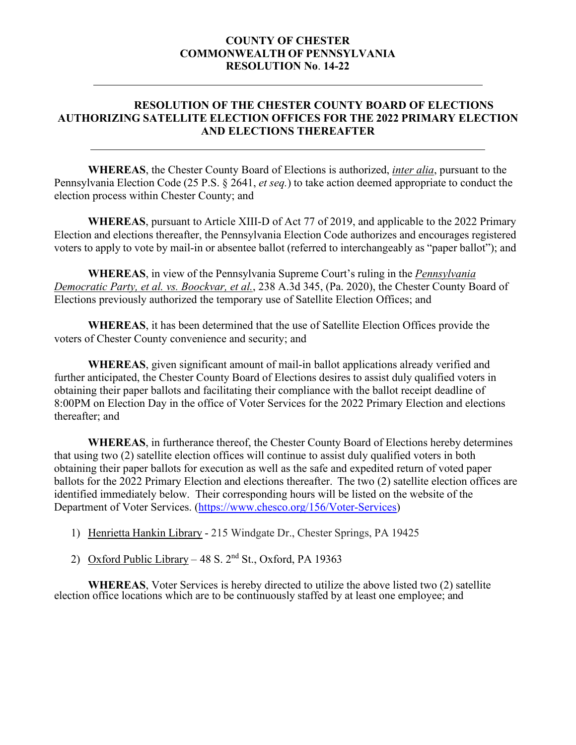**COUNTY OF CHESTER**
**COMMONWEALTH OF PENNSYLVANIA**
**RESOLUTION No. 14-22**

---

# RESOLUTION OF THE CHESTER COUNTY BOARD OF ELECTIONS AUTHORIZING SATELLITE ELECTION OFFICES FOR THE 2022 PRIMARY ELECTION AND ELECTIONS THEREAFTER

---

**WHEREAS**, the Chester County Board of Elections is authorized, *inter alia*, pursuant to the Pennsylvania Election Code (25 P.S. § 2641, *et seq.*) to take action deemed appropriate to conduct the election process within Chester County; and

**WHEREAS**, pursuant to Article XIII-D of Act 77 of 2019, and applicable to the 2022 Primary Election and elections thereafter, the Pennsylvania Election Code authorizes and encourages registered voters to apply to vote by mail-in or absentee ballot (referred to interchangeably as "paper ballot"); and

**WHEREAS**, in view of the Pennsylvania Supreme Court's ruling in the *Pennsylvania Democratic Party, et al. vs. Boockvar, et al.*, 238 A.3d 345, (Pa. 2020), the Chester County Board of Elections previously authorized the temporary use of Satellite Election Offices; and

**WHEREAS**, it has been determined that the use of Satellite Election Offices provide the voters of Chester County convenience and security; and

**WHEREAS**, given significant amount of mail-in ballot applications already verified and further anticipated, the Chester County Board of Elections desires to assist duly qualified voters in obtaining their paper ballots and facilitating their compliance with the ballot receipt deadline of 8:00PM on Election Day in the office of Voter Services for the 2022 Primary Election and elections thereafter; and

**WHEREAS**, in furtherance thereof, the Chester County Board of Elections hereby determines that using two (2) satellite election offices will continue to assist duly qualified voters in both obtaining their paper ballots for execution as well as the safe and expedited return of voted paper ballots for the 2022 Primary Election and elections thereafter. The two (2) satellite election offices are identified immediately below. Their corresponding hours will be listed on the website of the Department of Voter Services. (https://www.chesco.org/156/Voter-Services)

1) Henrietta Hankin Library - 215 Windgate Dr., Chester Springs, PA 19425

2) Oxford Public Library – 48 S. 2nd St., Oxford, PA 19363

**WHEREAS**, Voter Services is hereby directed to utilize the above listed two (2) satellite election office locations which are to be continuously staffed by at least one employee; and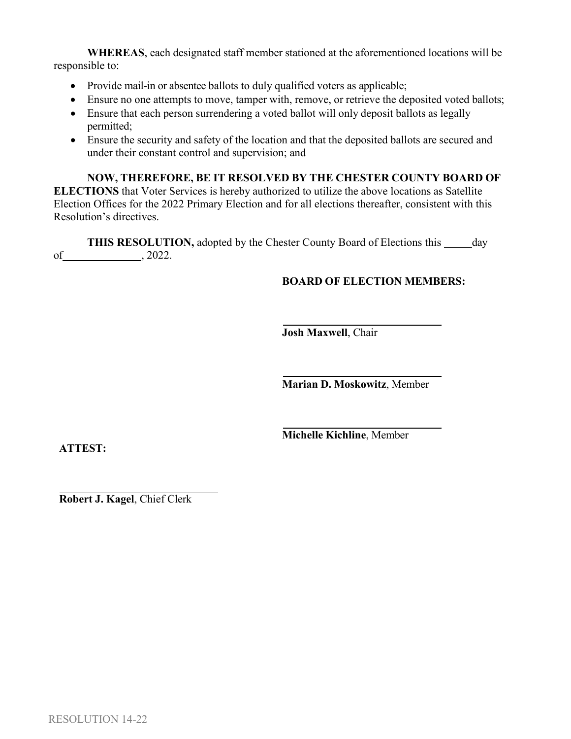**WHEREAS**, each designated staff member stationed at the aforementioned locations will be responsible to:

- Provide mail-in or absentee ballots to duly qualified voters as applicable;
- Ensure no one attempts to move, tamper with, remove, or retrieve the deposited voted ballots;
- Ensure that each person surrendering a voted ballot will only deposit ballots as legally permitted;
- Ensure the security and safety of the location and that the deposited ballots are secured and under their constant control and supervision; and

**NOW, THEREFORE, BE IT RESOLVED BY THE CHESTER COUNTY BOARD OF ELECTIONS** that Voter Services is hereby authorized to utilize the above locations as Satellite Election Offices for the 2022 Primary Election and for all elections thereafter, consistent with this Resolution's directives.

**THIS RESOLUTION,** adopted by the Chester County Board of Elections this _____ day of _______________, 2022.

**BOARD OF ELECTION MEMBERS:**

______________________________
**Josh Maxwell**, Chair

______________________________
**Marian D. Moskowitz**, Member

______________________________
**Michelle Kichline**, Member

**ATTEST:**

______________________________
**Robert J. Kagel**, Chief Clerk

RESOLUTION 14-22